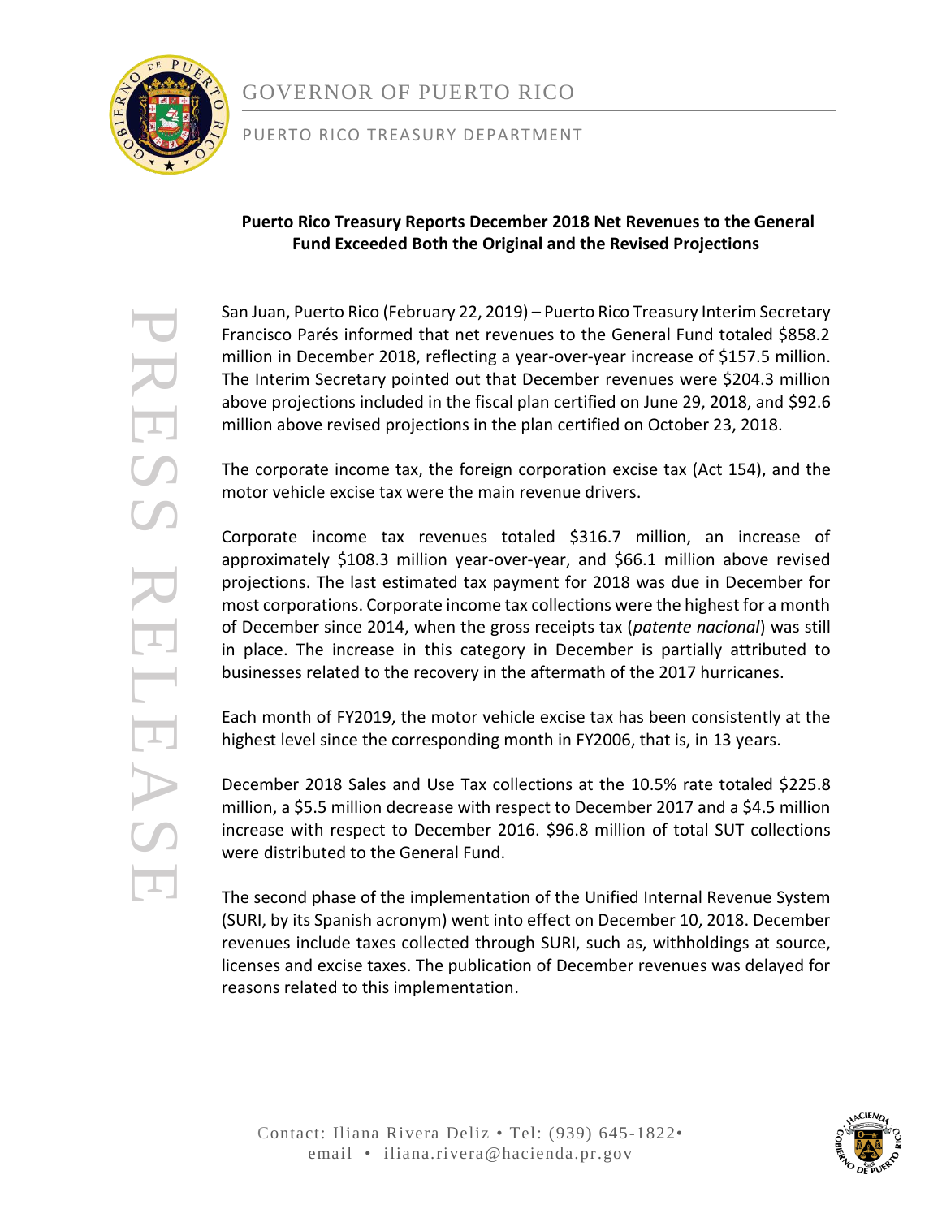GOVERNOR OF PUERTO RICO

PUERTO RICO TREASURY DEPARTMENT

PRESS RELEASE

**Puerto Rico Treasury Reports December 2018 Net Revenues to the General Fund Exceeded Both the Original and the Revised Projections**

San Juan, Puerto Rico (February 22, 2019) – Puerto Rico Treasury Interim Secretary Francisco Parés informed that net revenues to the General Fund totaled $858.2 million in December 2018, reflecting a year-over-year increase of $157.5 million. The Interim Secretary pointed out that December revenues were $204.3 million above projections included in the fiscal plan certified on June 29, 2018, and $92.6 million above revised projections in the plan certified on October 23, 2018.

The corporate income tax, the foreign corporation excise tax (Act 154), and the motor vehicle excise tax were the main revenue drivers.

Corporate income tax revenues totaled $316.7 million, an increase of approximately $108.3 million year-over-year, and $66.1 million above revised projections. The last estimated tax payment for 2018 was due in December for most corporations. Corporate income tax collections were the highest for a month of December since 2014, when the gross receipts tax (*patente nacional*) was still in place. The increase in this category in December is partially attributed to businesses related to the recovery in the aftermath of the 2017 hurricanes.

Each month of FY2019, the motor vehicle excise tax has been consistently at the highest level since the corresponding month in FY2006, that is, in 13 years.

December 2018 Sales and Use Tax collections at the 10.5% rate totaled $225.8 million, a $5.5 million decrease with respect to December 2017 and a $4.5 million increase with respect to December 2016. $96.8 million of total SUT collections were distributed to the General Fund.

The second phase of the implementation of the Unified Internal Revenue System (SURI, by its Spanish acronym) went into effect on December 10, 2018. December revenues include taxes collected through SURI, such as, withholdings at source, licenses and excise taxes. The publication of December revenues was delayed for reasons related to this implementation.

Contact: Iliana Rivera Deliz • Tel: (939) 645-1822• email • iliana.rivera@hacienda.pr.gov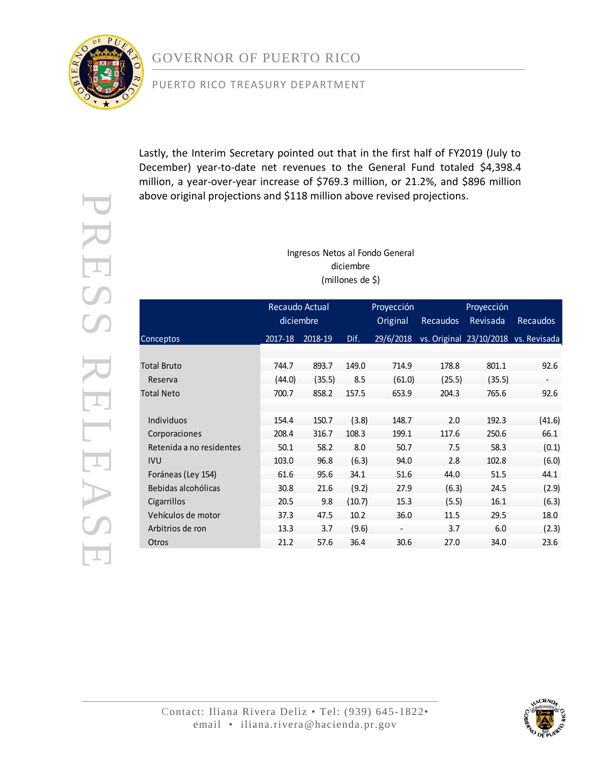Lastly, the Interim Secretary pointed out that in the first half of FY2019 (July to December) year-to-date net revenues to the General Fund totaled $4,398.4 million, a year-over-year increase of $769.3 million, or 21.2%, and $896 million above original projections and $118 million above revised projections.

Ingresos Netos al Fondo General
diciembre
(millones de $)

| | Recaudo Actual diciembre | | | Proyección Original | Recaudos | Proyección Revisada | Recaudos |
|---|---|---|---|---|---|---|---|
| Conceptos | 2017-18 | 2018-19 | Dif. | 29/6/2018 | vs. Original | 23/10/2018 | vs. Revisada |
| Total Bruto | 744.7 | 893.7 | 149.0 | 714.9 | 178.8 | 801.1 | 92.6 |
| Reserva | (44.0) | (35.5) | 8.5 | (61.0) | (25.5) | (35.5) | - |
| Total Neto | 700.7 | 858.2 | 157.5 | 653.9 | 204.3 | 765.6 | 92.6 |
| Individuos | 154.4 | 150.7 | (3.8) | 148.7 | 2.0 | 192.3 | (41.6) |
| Corporaciones | 208.4 | 316.7 | 108.3 | 199.1 | 117.6 | 250.6 | 66.1 |
| Retenida a no residentes | 50.1 | 58.2 | 8.0 | 50.7 | 7.5 | 58.3 | (0.1) |
| IVU | 103.0 | 96.8 | (6.3) | 94.0 | 2.8 | 102.8 | (6.0) |
| Foráneas (Ley 154) | 61.6 | 95.6 | 34.1 | 51.6 | 44.0 | 51.5 | 44.1 |
| Bebidas alcohólicas | 30.8 | 21.6 | (9.2) | 27.9 | (6.3) | 24.5 | (2.9) |
| Cigarrillos | 20.5 | 9.8 | (10.7) | 15.3 | (5.5) | 16.1 | (6.3) |
| Vehículos de motor | 37.3 | 47.5 | 10.2 | 36.0 | 11.5 | 29.5 | 18.0 |
| Arbitrios de ron | 13.3 | 3.7 | (9.6) | - | 3.7 | 6.0 | (2.3) |
| Otros | 21.2 | 57.6 | 36.4 | 30.6 | 27.0 | 34.0 | 23.6 |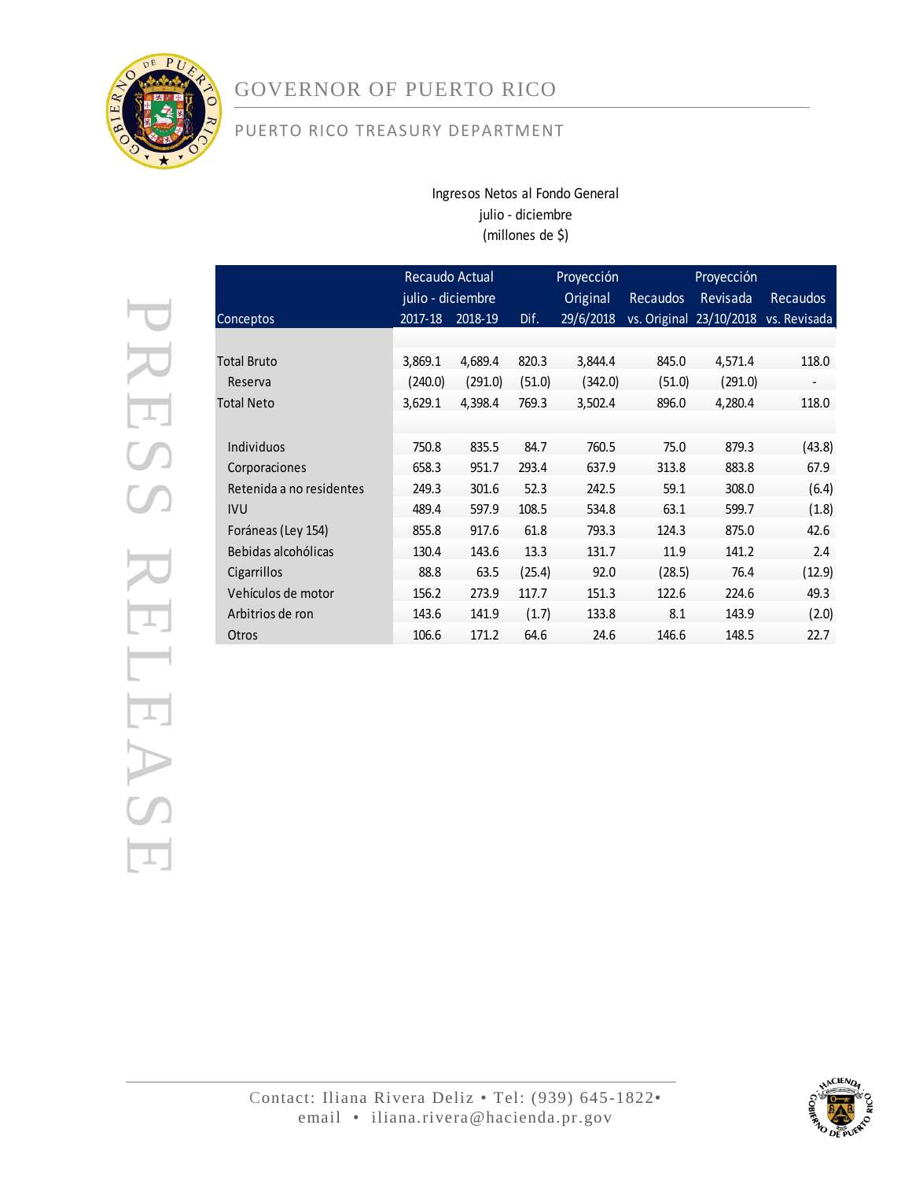Ingresos Netos al Fondo General
julio - diciembre
(millones de $)

| Conceptos | Recaudo Actual julio - diciembre 2017-18 | 2018-19 | Dif. | Proyección Original 29/6/2018 | Recaudos vs. Original | Proyección Revisada 23/10/2018 | Recaudos vs. Revisada |
|---|---|---|---|---|---|---|---|
| Total Bruto | 3,869.1 | 4,689.4 | 820.3 | 3,844.4 | 845.0 | 4,571.4 | 118.0 |
| Reserva | (240.0) | (291.0) | (51.0) | (342.0) | (51.0) | (291.0) | - |
| Total Neto | 3,629.1 | 4,398.4 | 769.3 | 3,502.4 | 896.0 | 4,280.4 | 118.0 |
| Individuos | 750.8 | 835.5 | 84.7 | 760.5 | 75.0 | 879.3 | (43.8) |
| Corporaciones | 658.3 | 951.7 | 293.4 | 637.9 | 313.8 | 883.8 | 67.9 |
| Retenida a no residentes | 249.3 | 301.6 | 52.3 | 242.5 | 59.1 | 308.0 | (6.4) |
| IVU | 489.4 | 597.9 | 108.5 | 534.8 | 63.1 | 599.7 | (1.8) |
| Foráneas (Ley 154) | 855.8 | 917.6 | 61.8 | 793.3 | 124.3 | 875.0 | 42.6 |
| Bebidas alcohólicas | 130.4 | 143.6 | 13.3 | 131.7 | 11.9 | 141.2 | 2.4 |
| Cigarrillos | 88.8 | 63.5 | (25.4) | 92.0 | (28.5) | 76.4 | (12.9) |
| Vehículos de motor | 156.2 | 273.9 | 117.7 | 151.3 | 122.6 | 224.6 | 49.3 |
| Arbitrios de ron | 143.6 | 141.9 | (1.7) | 133.8 | 8.1 | 143.9 | (2.0) |
| Otros | 106.6 | 171.2 | 64.6 | 24.6 | 146.6 | 148.5 | 22.7 |